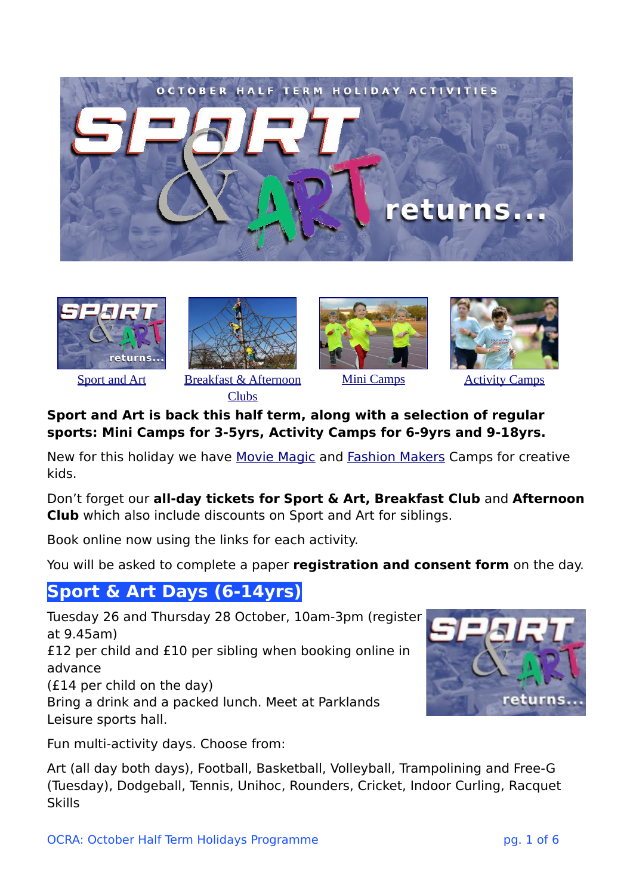Sport and Art | Breakfast & Afternoon Clubs | Mini Camps | Activity Camps

**Sport and Art is back this half term, along with a selection of regular sports: Mini Camps for 3-5yrs, Activity Camps for 6-9yrs and 9-18yrs.**

New for this holiday we have Movie Magic and Fashion Makers Camps for creative kids.

Don't forget our **all-day tickets for Sport & Art, Breakfast Club** and **Afternoon Club** which also include discounts on Sport and Art for siblings.

Book online now using the links for each activity.

You will be asked to complete a paper **registration and consent form** on the day.

## Sport & Art Days (6-14yrs)

Tuesday 26 and Thursday 28 October, 10am-3pm (register at 9.45am)
£12 per child and £10 per sibling when booking online in advance
(£14 per child on the day)
Bring a drink and a packed lunch. Meet at Parklands Leisure sports hall.

Fun multi-activity days. Choose from:

Art (all day both days), Football, Basketball, Volleyball, Trampolining and Free-G (Tuesday), Dodgeball, Tennis, Unihoc, Rounders, Cricket, Indoor Curling, Racquet Skills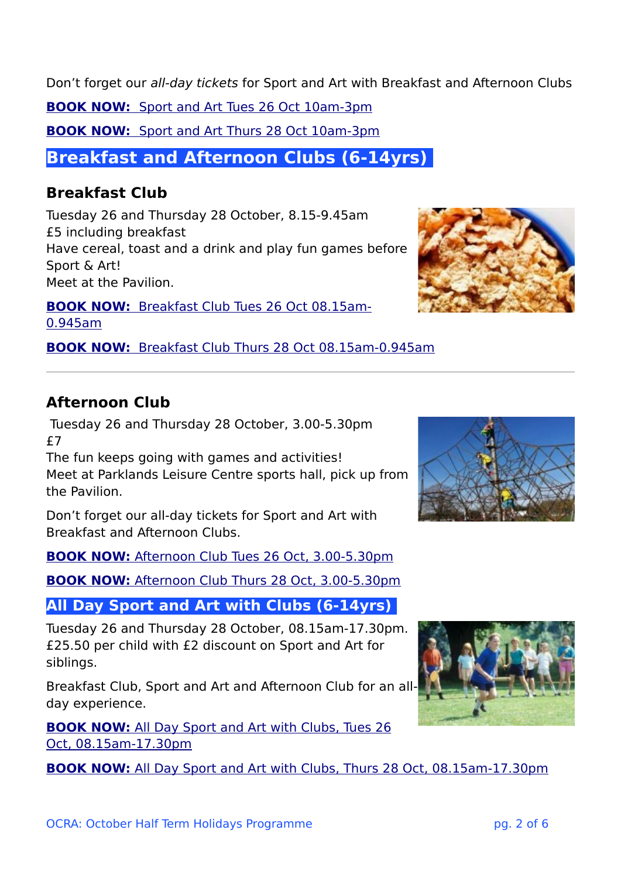Don’t forget our *all-day tickets* for Sport and Art with Breakfast and Afternoon Clubs

**BOOK NOW:** Sport and Art Tues 26 Oct 10am-3pm

**BOOK NOW:** Sport and Art Thurs 28 Oct 10am-3pm

## Breakfast and Afternoon Clubs (6-14yrs)

### Breakfast Club

Tuesday 26 and Thursday 28 October, 8.15-9.45am
£5 including breakfast
Have cereal, toast and a drink and play fun games before Sport & Art!
Meet at the Pavilion.

**BOOK NOW:** Breakfast Club Tues 26 Oct 08.15am-0.945am

**BOOK NOW:** Breakfast Club Thurs 28 Oct 08.15am-0.945am

---

### Afternoon Club

Tuesday 26 and Thursday 28 October, 3.00-5.30pm
£7
The fun keeps going with games and activities!
Meet at Parklands Leisure Centre sports hall, pick up from the Pavilion.

Don’t forget our all-day tickets for Sport and Art with Breakfast and Afternoon Clubs.

**BOOK NOW:** Afternoon Club Tues 26 Oct, 3.00-5.30pm

**BOOK NOW:** Afternoon Club Thurs 28 Oct, 3.00-5.30pm

## All Day Sport and Art with Clubs (6-14yrs)

Tuesday 26 and Thursday 28 October, 08.15am-17.30pm.
£25.50 per child with £2 discount on Sport and Art for siblings.

Breakfast Club, Sport and Art and Afternoon Club for an all-day experience.

**BOOK NOW:** All Day Sport and Art with Clubs, Tues 26 Oct, 08.15am-17.30pm

**BOOK NOW:** All Day Sport and Art with Clubs, Thurs 28 Oct, 08.15am-17.30pm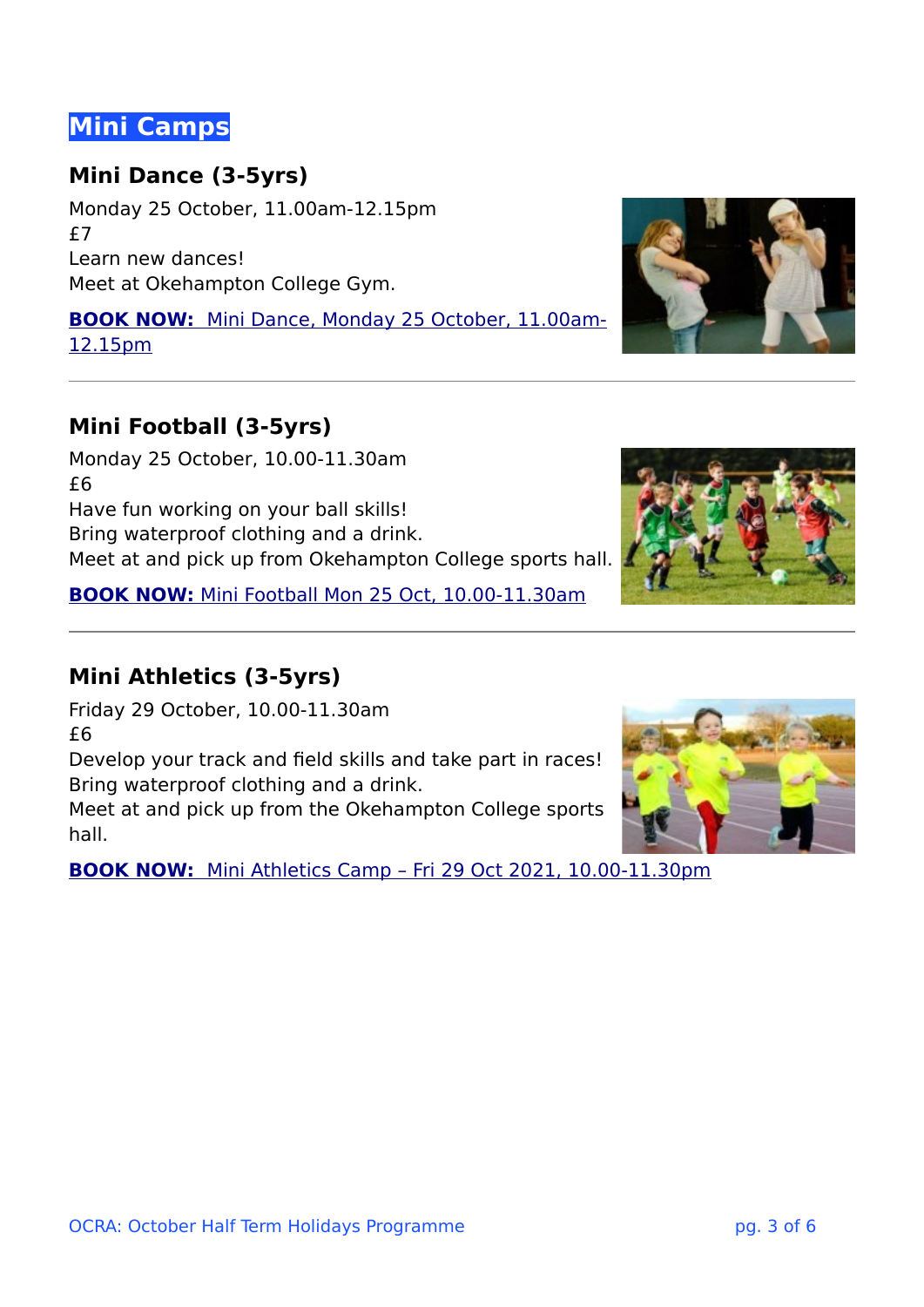# Mini Camps

## Mini Dance (3-5yrs)

Monday 25 October, 11.00am-12.15pm
£7
Learn new dances!
Meet at Okehampton College Gym.

**BOOK NOW:** Mini Dance, Monday 25 October, 11.00am-12.15pm

---

## Mini Football (3-5yrs)

Monday 25 October, 10.00-11.30am
£6
Have fun working on your ball skills!
Bring waterproof clothing and a drink.
Meet at and pick up from Okehampton College sports hall.

**BOOK NOW:** Mini Football Mon 25 Oct, 10.00-11.30am

---

## Mini Athletics (3-5yrs)

Friday 29 October, 10.00-11.30am
£6
Develop your track and field skills and take part in races!
Bring waterproof clothing and a drink.
Meet at and pick up from the Okehampton College sports hall.

**BOOK NOW:** Mini Athletics Camp – Fri 29 Oct 2021, 10.00-11.30pm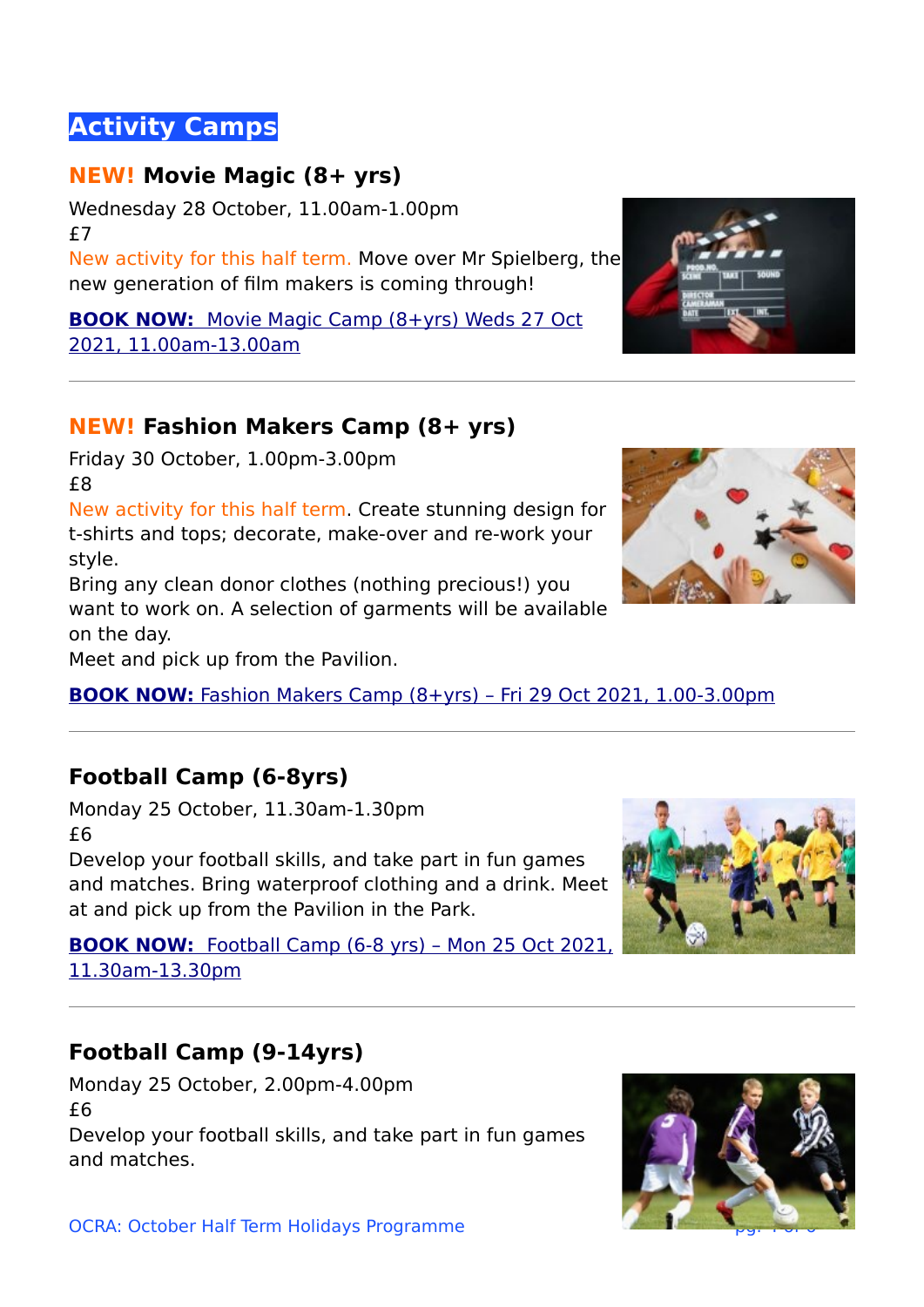## Activity Camps

### NEW! Movie Magic (8+ yrs)

Wednesday 28 October, 11.00am-1.00pm
£7
New activity for this half term. Move over Mr Spielberg, the new generation of film makers is coming through!

**BOOK NOW:** Movie Magic Camp (8+yrs) Weds 27 Oct 2021, 11.00am-13.00am

---

### NEW! Fashion Makers Camp (8+ yrs)

Friday 30 October, 1.00pm-3.00pm
£8
New activity for this half term. Create stunning design for t-shirts and tops; decorate, make-over and re-work your style.
Bring any clean donor clothes (nothing precious!) you want to work on. A selection of garments will be available on the day.
Meet and pick up from the Pavilion.

**BOOK NOW:** Fashion Makers Camp (8+yrs) – Fri 29 Oct 2021, 1.00-3.00pm

---

### Football Camp (6-8yrs)

Monday 25 October, 11.30am-1.30pm
£6
Develop your football skills, and take part in fun games and matches. Bring waterproof clothing and a drink. Meet at and pick up from the Pavilion in the Park.

**BOOK NOW:** Football Camp (6-8 yrs) – Mon 25 Oct 2021, 11.30am-13.30pm

---

### Football Camp (9-14yrs)

Monday 25 October, 2.00pm-4.00pm
£6
Develop your football skills, and take part in fun games and matches.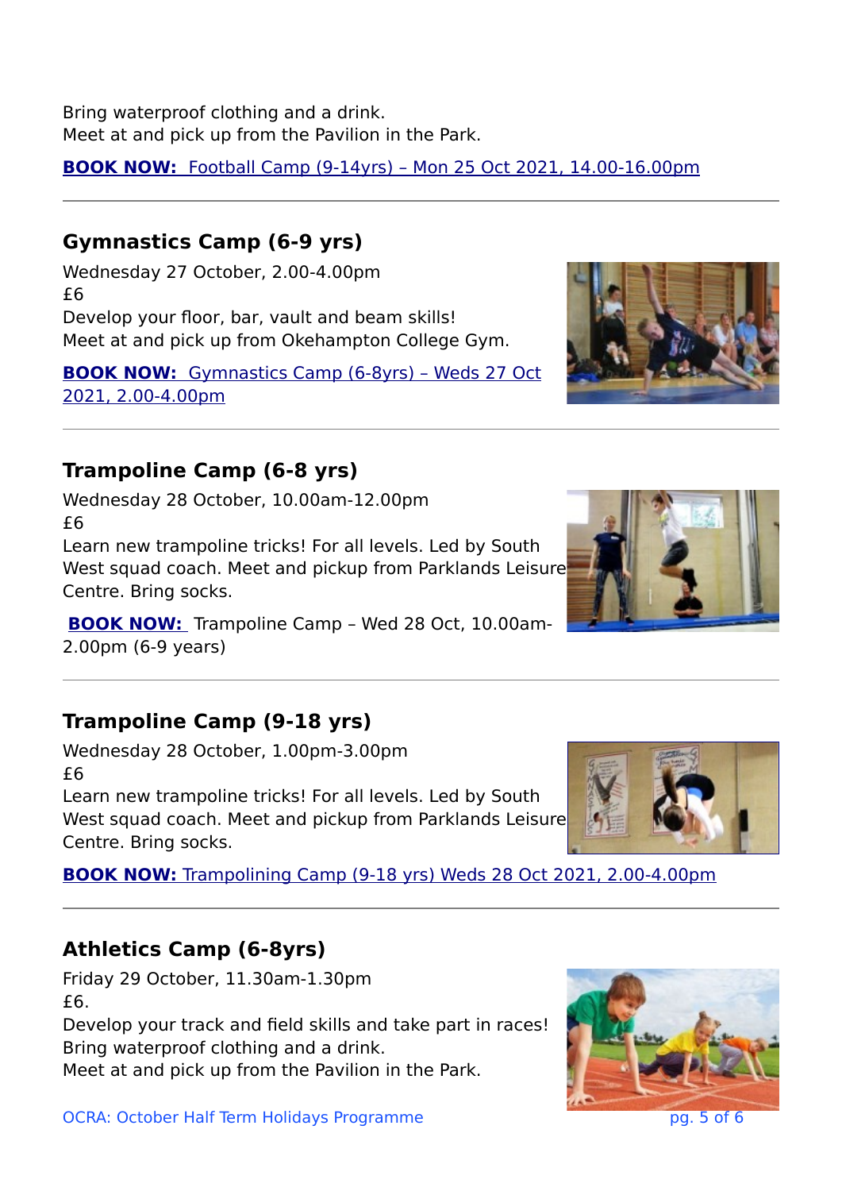Bring waterproof clothing and a drink.
Meet at and pick up from the Pavilion in the Park.

**BOOK NOW:** Football Camp (9-14yrs) – Mon 25 Oct 2021, 14.00-16.00pm

---

### Gymnastics Camp (6-9 yrs)

Wednesday 27 October, 2.00-4.00pm
£6
Develop your floor, bar, vault and beam skills!
Meet at and pick up from Okehampton College Gym.

**BOOK NOW:** Gymnastics Camp (6-8yrs) – Weds 27 Oct 2021, 2.00-4.00pm

---

### Trampoline Camp (6-8 yrs)

Wednesday 28 October, 10.00am-12.00pm
£6
Learn new trampoline tricks! For all levels. Led by South West squad coach. Meet and pickup from Parklands Leisure Centre. Bring socks.

**BOOK NOW:** Trampoline Camp – Wed 28 Oct, 10.00am-2.00pm (6-9 years)

---

### Trampoline Camp (9-18 yrs)

Wednesday 28 October, 1.00pm-3.00pm
£6
Learn new trampoline tricks! For all levels. Led by South West squad coach. Meet and pickup from Parklands Leisure Centre. Bring socks.

**BOOK NOW:** Trampolining Camp (9-18 yrs) Weds 28 Oct 2021, 2.00-4.00pm

---

### Athletics Camp (6-8yrs)

Friday 29 October, 11.30am-1.30pm
£6.
Develop your track and field skills and take part in races!
Bring waterproof clothing and a drink.
Meet at and pick up from the Pavilion in the Park.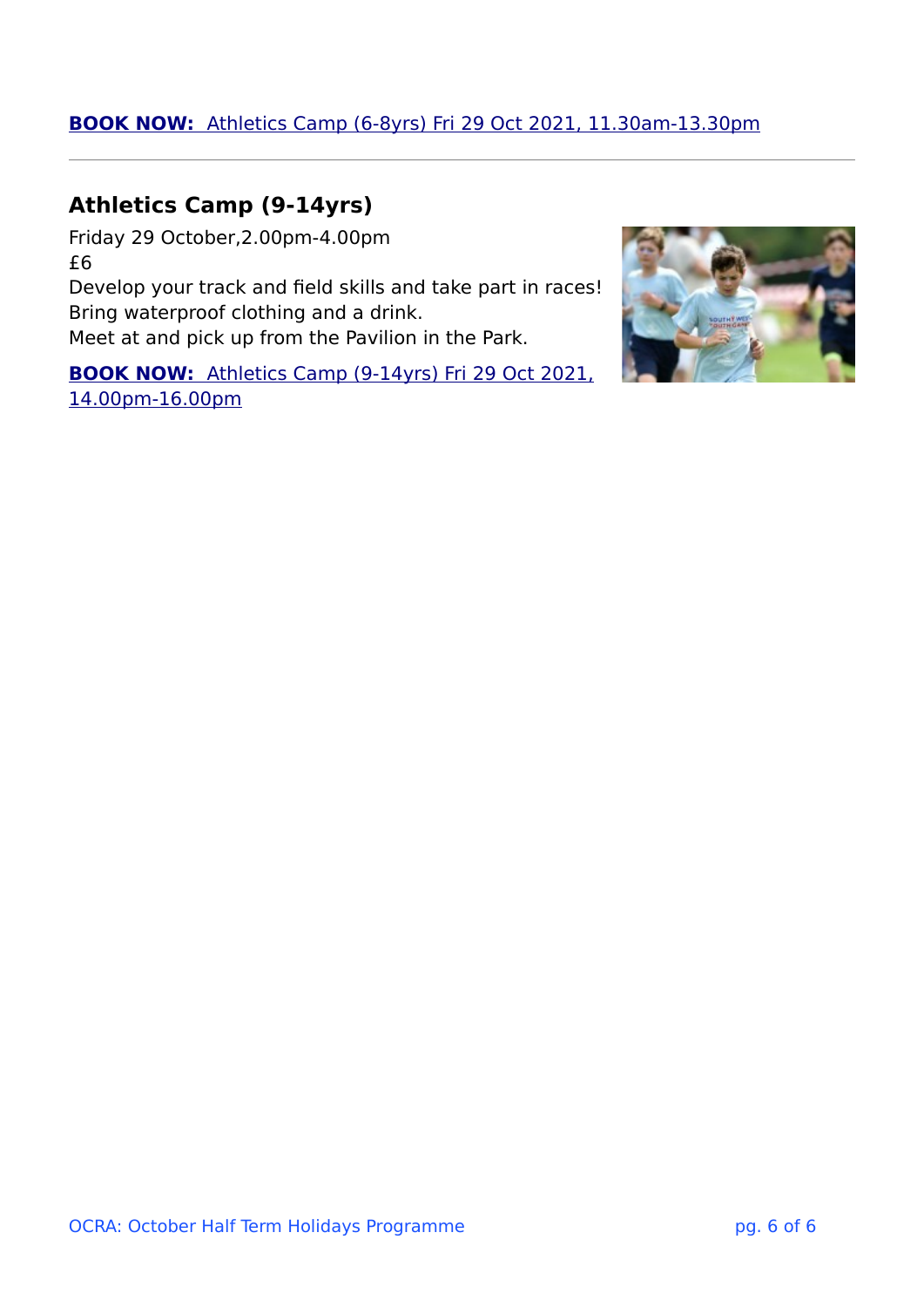**BOOK NOW:** Athletics Camp (6-8yrs) Fri 29 Oct 2021, 11.30am-13.30pm

---

### Athletics Camp (9-14yrs)

Friday 29 October,2.00pm-4.00pm
£6
Develop your track and field skills and take part in races!
Bring waterproof clothing and a drink.
Meet at and pick up from the Pavilion in the Park.

**BOOK NOW:** Athletics Camp (9-14yrs) Fri 29 Oct 2021, 14.00pm-16.00pm